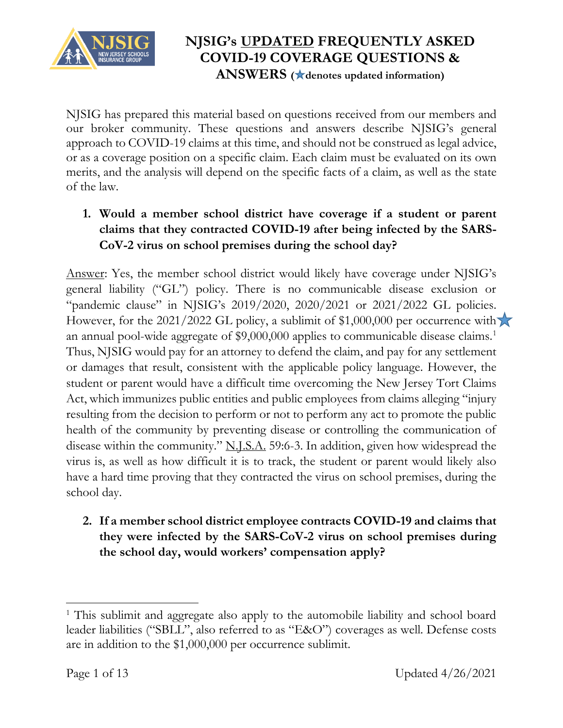# NJSIG's UPDATED FREQUENTLY ASKED COVID-19 COVERAGE QUESTIONS & ANSWERS (★denotes updated information)

NJSIG has prepared this material based on questions received from our members and our broker community. These questions and answers describe NJSIG's general approach to COVID-19 claims at this time, and should not be construed as legal advice, or as a coverage position on a specific claim. Each claim must be evaluated on its own merits, and the analysis will depend on the specific facts of a claim, as well as the state of the law.

1. **Would a member school district have coverage if a student or parent claims that they contracted COVID-19 after being infected by the SARS-CoV-2 virus on school premises during the school day?**

Answer: Yes, the member school district would likely have coverage under NJSIG's general liability ("GL") policy. There is no communicable disease exclusion or "pandemic clause" in NJSIG's 2019/2020, 2020/2021 or 2021/2022 GL policies. However, for the 2021/2022 GL policy, a sublimit of $1,000,000 per occurrence with ★ an annual pool-wide aggregate of $9,000,000 applies to communicable disease claims.[1] Thus, NJSIG would pay for an attorney to defend the claim, and pay for any settlement or damages that result, consistent with the applicable policy language. However, the student or parent would have a difficult time overcoming the New Jersey Tort Claims Act, which immunizes public entities and public employees from claims alleging "injury resulting from the decision to perform or not to perform any act to promote the public health of the community by preventing disease or controlling the communication of disease within the community." N.J.S.A. 59:6-3. In addition, given how widespread the virus is, as well as how difficult it is to track, the student or parent would likely also have a hard time proving that they contracted the virus on school premises, during the school day.

2. **If a member school district employee contracts COVID-19 and claims that they were infected by the SARS-CoV-2 virus on school premises during the school day, would workers' compensation apply?**

[1] This sublimit and aggregate also apply to the automobile liability and school board leader liabilities ("SBLL", also referred to as "E&O") coverages as well. Defense costs are in addition to the $1,000,000 per occurrence sublimit.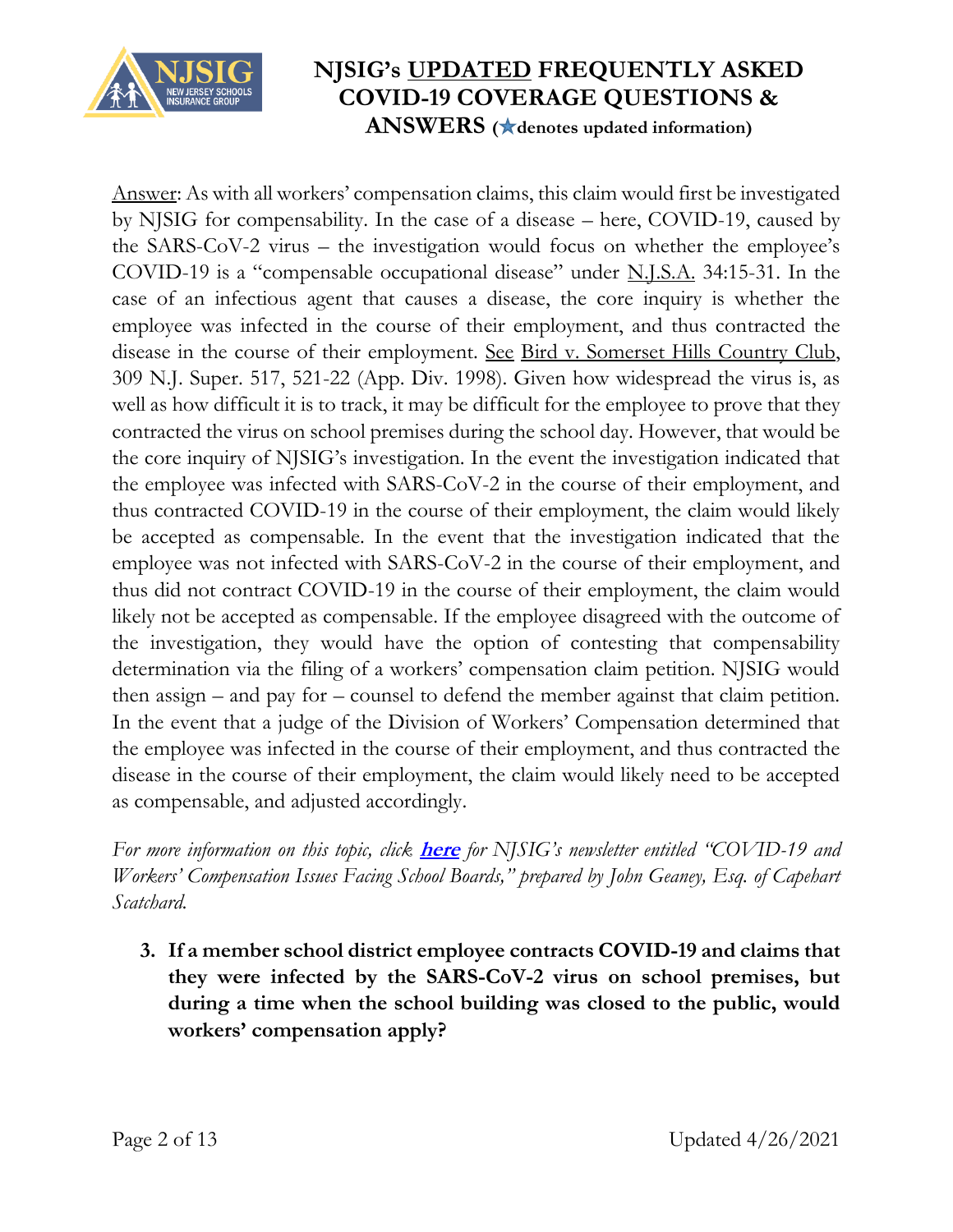<u>Answer</u>: As with all workers' compensation claims, this claim would first be investigated by NJSIG for compensability. In the case of a disease – here, COVID-19, caused by the SARS-CoV-2 virus – the investigation would focus on whether the employee's COVID-19 is a "compensable occupational disease" under <u>N.J.S.A.</u> 34:15-31. In the case of an infectious agent that causes a disease, the core inquiry is whether the employee was infected in the course of their employment, and thus contracted the disease in the course of their employment. <u>See</u> <u>Bird v. Somerset Hills Country Club</u>, 309 N.J. Super. 517, 521-22 (App. Div. 1998). Given how widespread the virus is, as well as how difficult it is to track, it may be difficult for the employee to prove that they contracted the virus on school premises during the school day. However, that would be the core inquiry of NJSIG's investigation. In the event the investigation indicated that the employee was infected with SARS-CoV-2 in the course of their employment, and thus contracted COVID-19 in the course of their employment, the claim would likely be accepted as compensable. In the event that the investigation indicated that the employee was not infected with SARS-CoV-2 in the course of their employment, and thus did not contract COVID-19 in the course of their employment, the claim would likely not be accepted as compensable. If the employee disagreed with the outcome of the investigation, they would have the option of contesting that compensability determination via the filing of a workers' compensation claim petition. NJSIG would then assign – and pay for – counsel to defend the member against that claim petition. In the event that a judge of the Division of Workers' Compensation determined that the employee was infected in the course of their employment, and thus contracted the disease in the course of their employment, the claim would likely need to be accepted as compensable, and adjusted accordingly.

*For more information on this topic, click* ***here*** *for NJSIG's newsletter entitled "COVID-19 and Workers' Compensation Issues Facing School Boards," prepared by John Geaney, Esq. of Capehart Scatchard.*

3. **If a member school district employee contracts COVID-19 and claims that they were infected by the SARS-CoV-2 virus on school premises, but during a time when the school building was closed to the public, would workers' compensation apply?**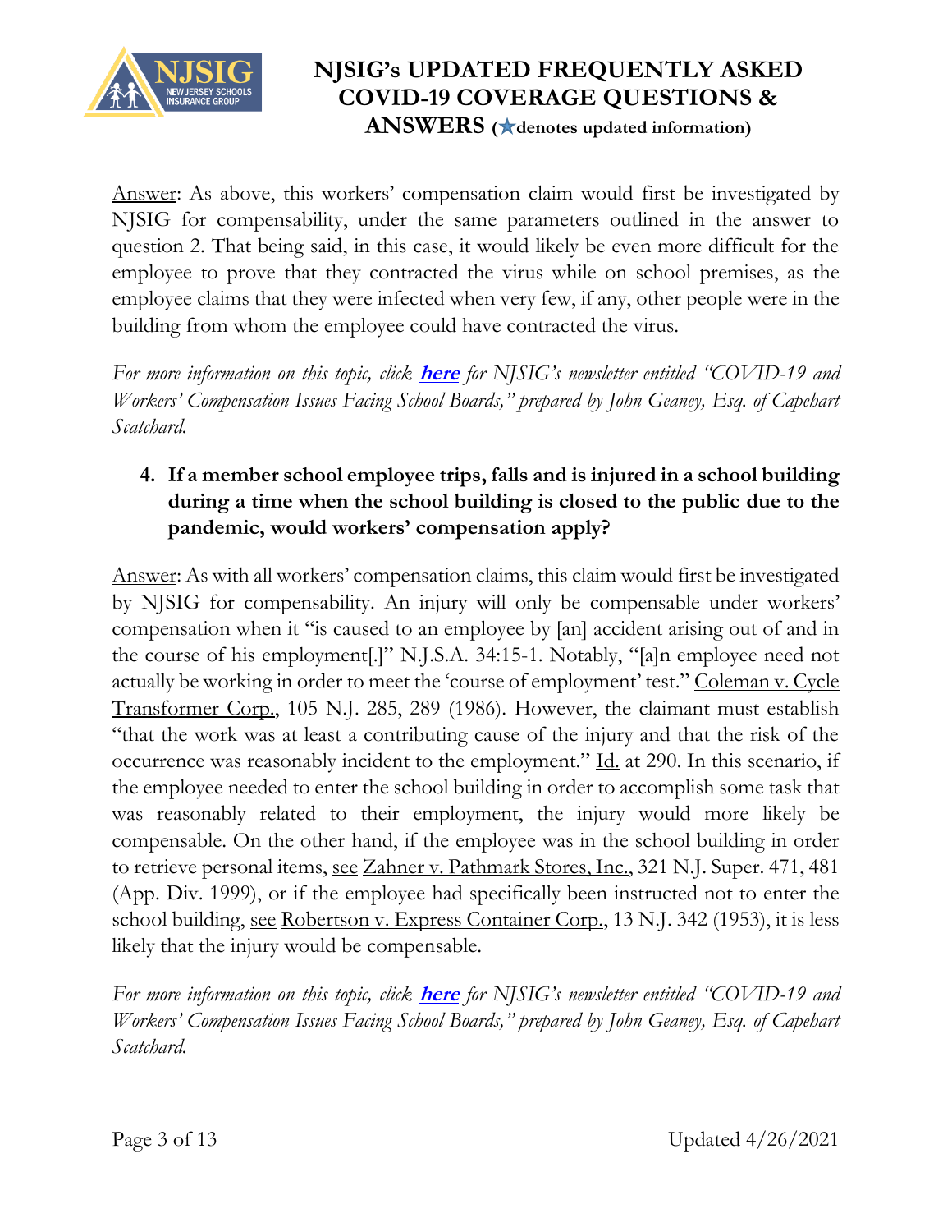Answer: As above, this workers' compensation claim would first be investigated by NJSIG for compensability, under the same parameters outlined in the answer to question 2. That being said, in this case, it would likely be even more difficult for the employee to prove that they contracted the virus while on school premises, as the employee claims that they were infected when very few, if any, other people were in the building from whom the employee could have contracted the virus.

*For more information on this topic, click **here** for NJSIG's newsletter entitled "COVID-19 and Workers' Compensation Issues Facing School Boards," prepared by John Geaney, Esq. of Capehart Scatchard.*

4. **If a member school employee trips, falls and is injured in a school building during a time when the school building is closed to the public due to the pandemic, would workers' compensation apply?**

Answer: As with all workers' compensation claims, this claim would first be investigated by NJSIG for compensability. An injury will only be compensable under workers' compensation when it "is caused to an employee by [an] accident arising out of and in the course of his employment[.]" N.J.S.A. 34:15-1. Notably, "[a]n employee need not actually be working in order to meet the 'course of employment' test." Coleman v. Cycle Transformer Corp., 105 N.J. 285, 289 (1986). However, the claimant must establish "that the work was at least a contributing cause of the injury and that the risk of the occurrence was reasonably incident to the employment." Id. at 290. In this scenario, if the employee needed to enter the school building in order to accomplish some task that was reasonably related to their employment, the injury would more likely be compensable. On the other hand, if the employee was in the school building in order to retrieve personal items, see Zahner v. Pathmark Stores, Inc., 321 N.J. Super. 471, 481 (App. Div. 1999), or if the employee had specifically been instructed not to enter the school building, see Robertson v. Express Container Corp., 13 N.J. 342 (1953), it is less likely that the injury would be compensable.

*For more information on this topic, click **here** for NJSIG's newsletter entitled "COVID-19 and Workers' Compensation Issues Facing School Boards," prepared by John Geaney, Esq. of Capehart Scatchard.*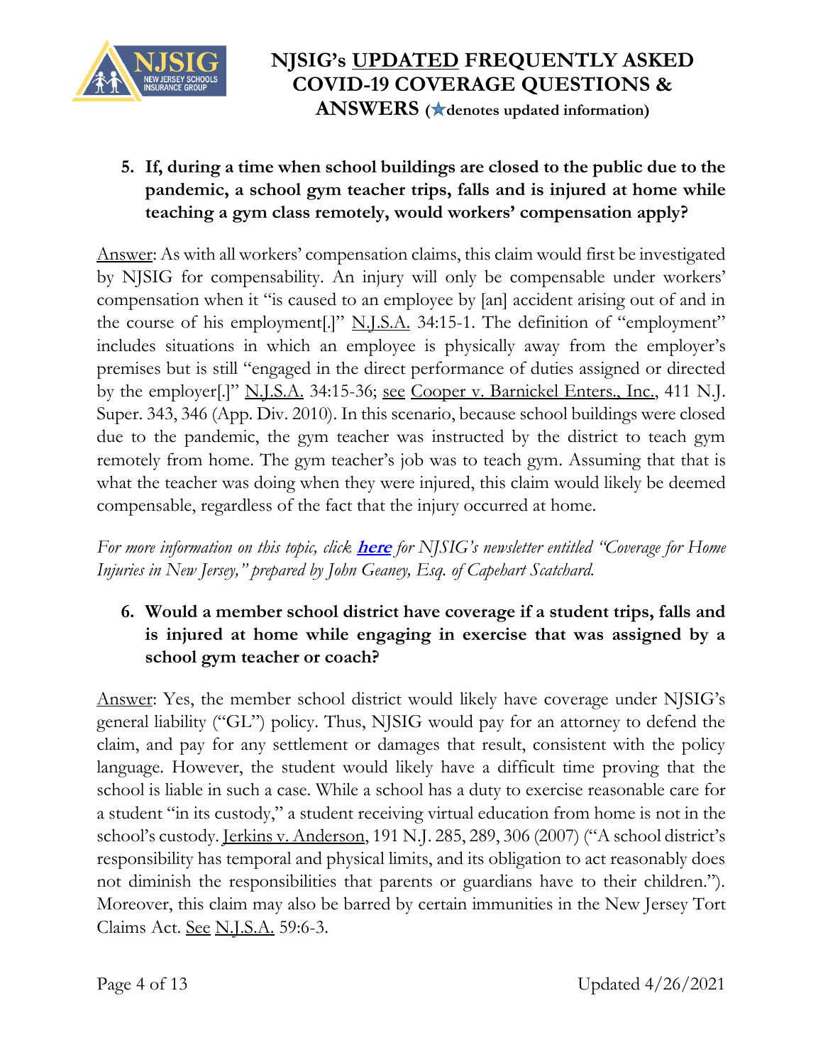**5. If, during a time when school buildings are closed to the public due to the pandemic, a school gym teacher trips, falls and is injured at home while teaching a gym class remotely, would workers' compensation apply?**

Answer: As with all workers' compensation claims, this claim would first be investigated by NJSIG for compensability. An injury will only be compensable under workers' compensation when it "is caused to an employee by [an] accident arising out of and in the course of his employment[.]" N.J.S.A. 34:15-1. The definition of "employment" includes situations in which an employee is physically away from the employer's premises but is still "engaged in the direct performance of duties assigned or directed by the employer[.]" N.J.S.A. 34:15-36; see Cooper v. Barnickel Enters., Inc., 411 N.J. Super. 343, 346 (App. Div. 2010). In this scenario, because school buildings were closed due to the pandemic, the gym teacher was instructed by the district to teach gym remotely from home. The gym teacher's job was to teach gym. Assuming that that is what the teacher was doing when they were injured, this claim would likely be deemed compensable, regardless of the fact that the injury occurred at home.

*For more information on this topic, click* ***here*** *for NJSIG's newsletter entitled "Coverage for Home Injuries in New Jersey," prepared by John Geaney, Esq. of Capehart Scatchard.*

**6. Would a member school district have coverage if a student trips, falls and is injured at home while engaging in exercise that was assigned by a school gym teacher or coach?**

Answer: Yes, the member school district would likely have coverage under NJSIG's general liability ("GL") policy. Thus, NJSIG would pay for an attorney to defend the claim, and pay for any settlement or damages that result, consistent with the policy language. However, the student would likely have a difficult time proving that the school is liable in such a case. While a school has a duty to exercise reasonable care for a student "in its custody," a student receiving virtual education from home is not in the school's custody. Jerkins v. Anderson, 191 N.J. 285, 289, 306 (2007) ("A school district's responsibility has temporal and physical limits, and its obligation to act reasonably does not diminish the responsibilities that parents or guardians have to their children."). Moreover, this claim may also be barred by certain immunities in the New Jersey Tort Claims Act. See N.J.S.A. 59:6-3.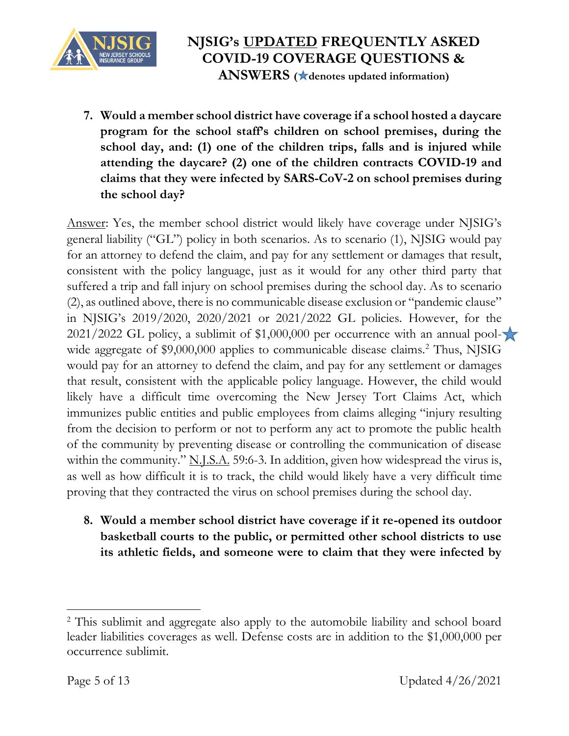7. **Would a member school district have coverage if a school hosted a daycare program for the school staff's children on school premises, during the school day, and: (1) one of the children trips, falls and is injured while attending the daycare? (2) one of the children contracts COVID-19 and claims that they were infected by SARS-CoV-2 on school premises during the school day?**

Answer: Yes, the member school district would likely have coverage under NJSIG's general liability ("GL") policy in both scenarios. As to scenario (1), NJSIG would pay for an attorney to defend the claim, and pay for any settlement or damages that result, consistent with the policy language, just as it would for any other third party that suffered a trip and fall injury on school premises during the school day. As to scenario (2), as outlined above, there is no communicable disease exclusion or "pandemic clause" in NJSIG's 2019/2020, 2020/2021 or 2021/2022 GL policies. However, for the 2021/2022 GL policy, a sublimit of $1,000,000 per occurrence with an annual pool-wide aggregate of $9,000,000 applies to communicable disease claims.[2] ★ Thus, NJSIG would pay for an attorney to defend the claim, and pay for any settlement or damages that result, consistent with the applicable policy language. However, the child would likely have a difficult time overcoming the New Jersey Tort Claims Act, which immunizes public entities and public employees from claims alleging "injury resulting from the decision to perform or not to perform any act to promote the public health of the community by preventing disease or controlling the communication of disease within the community." N.J.S.A. 59:6-3. In addition, given how widespread the virus is, as well as how difficult it is to track, the child would likely have a very difficult time proving that they contracted the virus on school premises during the school day.

8. **Would a member school district have coverage if it re-opened its outdoor basketball courts to the public, or permitted other school districts to use its athletic fields, and someone were to claim that they were infected by**

---

[2] This sublimit and aggregate also apply to the automobile liability and school board leader liabilities coverages as well. Defense costs are in addition to the $1,000,000 per occurrence sublimit.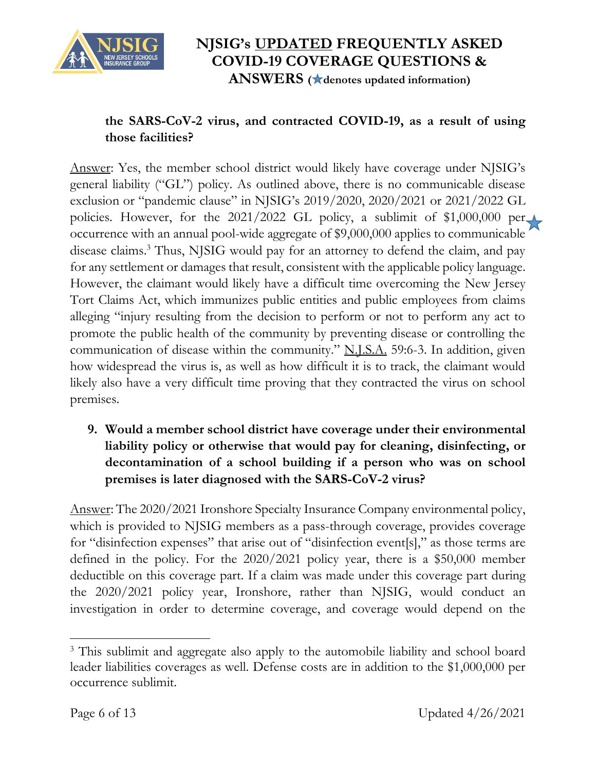**the SARS-CoV-2 virus, and contracted COVID-19, as a result of using those facilities?**

Answer: Yes, the member school district would likely have coverage under NJSIG's general liability ("GL") policy. As outlined above, there is no communicable disease exclusion or "pandemic clause" in NJSIG's 2019/2020, 2020/2021 or 2021/2022 GL policies. However, for the 2021/2022 GL policy, a sublimit of $1,000,000 per occurrence with an annual pool-wide aggregate of $9,000,000 applies to communicable disease claims.[3] Thus, NJSIG would pay for an attorney to defend the claim, and pay for any settlement or damages that result, consistent with the applicable policy language. However, the claimant would likely have a difficult time overcoming the New Jersey Tort Claims Act, which immunizes public entities and public employees from claims alleging "injury resulting from the decision to perform or not to perform any act to promote the public health of the community by preventing disease or controlling the communication of disease within the community." N.J.S.A. 59:6-3. In addition, given how widespread the virus is, as well as how difficult it is to track, the claimant would likely also have a very difficult time proving that they contracted the virus on school premises.

9. **Would a member school district have coverage under their environmental liability policy or otherwise that would pay for cleaning, disinfecting, or decontamination of a school building if a person who was on school premises is later diagnosed with the SARS-CoV-2 virus?**

Answer: The 2020/2021 Ironshore Specialty Insurance Company environmental policy, which is provided to NJSIG members as a pass-through coverage, provides coverage for "disinfection expenses" that arise out of "disinfection event[s]," as those terms are defined in the policy. For the 2020/2021 policy year, there is a $50,000 member deductible on this coverage part. If a claim was made under this coverage part during the 2020/2021 policy year, Ironshore, rather than NJSIG, would conduct an investigation in order to determine coverage, and coverage would depend on the

---

[3] This sublimit and aggregate also apply to the automobile liability and school board leader liabilities coverages as well. Defense costs are in addition to the $1,000,000 per occurrence sublimit.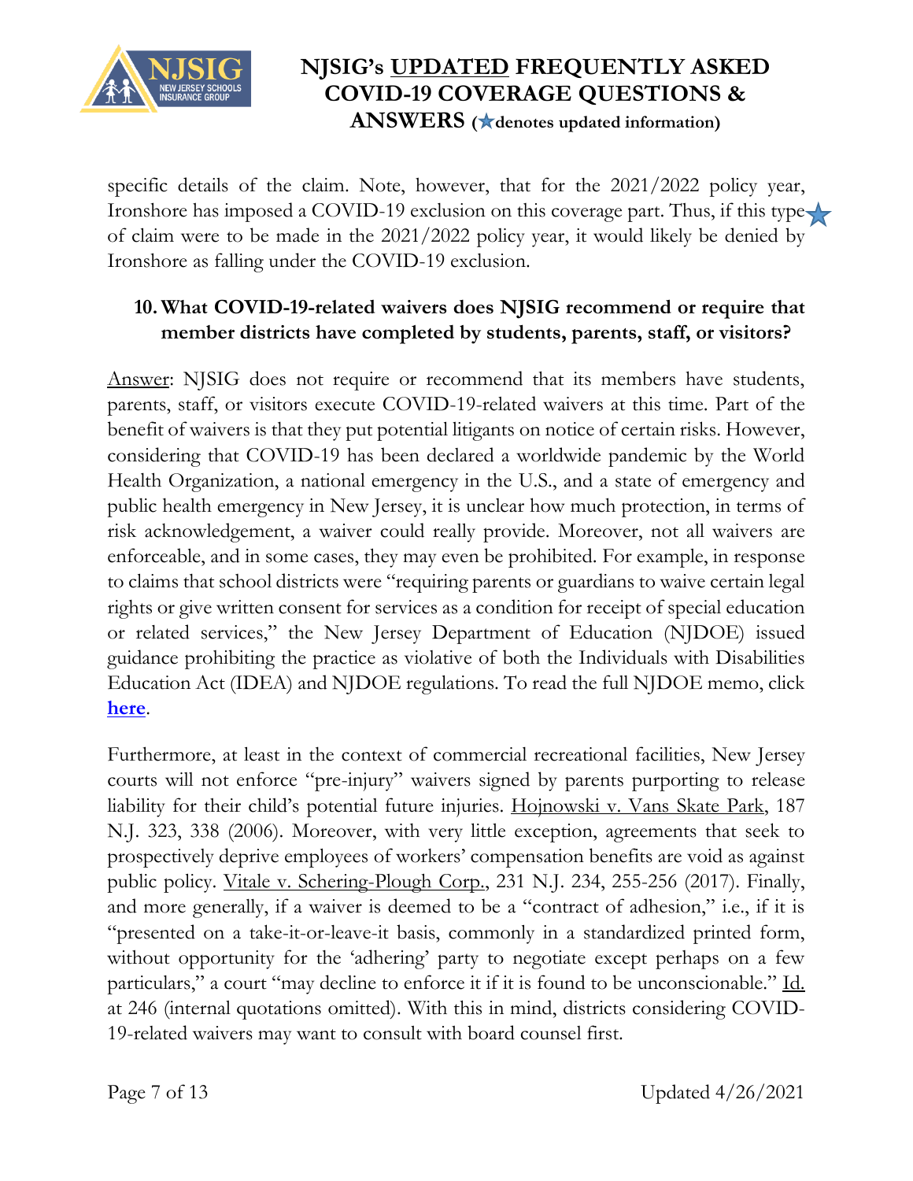specific details of the claim. Note, however, that for the 2021/2022 policy year, Ironshore has imposed a COVID-19 exclusion on this coverage part. Thus, if this type of claim were to be made in the 2021/2022 policy year, it would likely be denied by Ironshore as falling under the COVID-19 exclusion.

**10. What COVID-19-related waivers does NJSIG recommend or require that member districts have completed by students, parents, staff, or visitors?**

Answer: NJSIG does not require or recommend that its members have students, parents, staff, or visitors execute COVID-19-related waivers at this time. Part of the benefit of waivers is that they put potential litigants on notice of certain risks. However, considering that COVID-19 has been declared a worldwide pandemic by the World Health Organization, a national emergency in the U.S., and a state of emergency and public health emergency in New Jersey, it is unclear how much protection, in terms of risk acknowledgement, a waiver could really provide. Moreover, not all waivers are enforceable, and in some cases, they may even be prohibited. For example, in response to claims that school districts were "requiring parents or guardians to waive certain legal rights or give written consent for services as a condition for receipt of special education or related services," the New Jersey Department of Education (NJDOE) issued guidance prohibiting the practice as violative of both the Individuals with Disabilities Education Act (IDEA) and NJDOE regulations. To read the full NJDOE memo, click **here**.

Furthermore, at least in the context of commercial recreational facilities, New Jersey courts will not enforce "pre-injury" waivers signed by parents purporting to release liability for their child's potential future injuries. Hojnowski v. Vans Skate Park, 187 N.J. 323, 338 (2006). Moreover, with very little exception, agreements that seek to prospectively deprive employees of workers' compensation benefits are void as against public policy. Vitale v. Schering-Plough Corp., 231 N.J. 234, 255-256 (2017). Finally, and more generally, if a waiver is deemed to be a "contract of adhesion," i.e., if it is "presented on a take-it-or-leave-it basis, commonly in a standardized printed form, without opportunity for the 'adhering' party to negotiate except perhaps on a few particulars," a court "may decline to enforce it if it is found to be unconscionable." Id. at 246 (internal quotations omitted). With this in mind, districts considering COVID-19-related waivers may want to consult with board counsel first.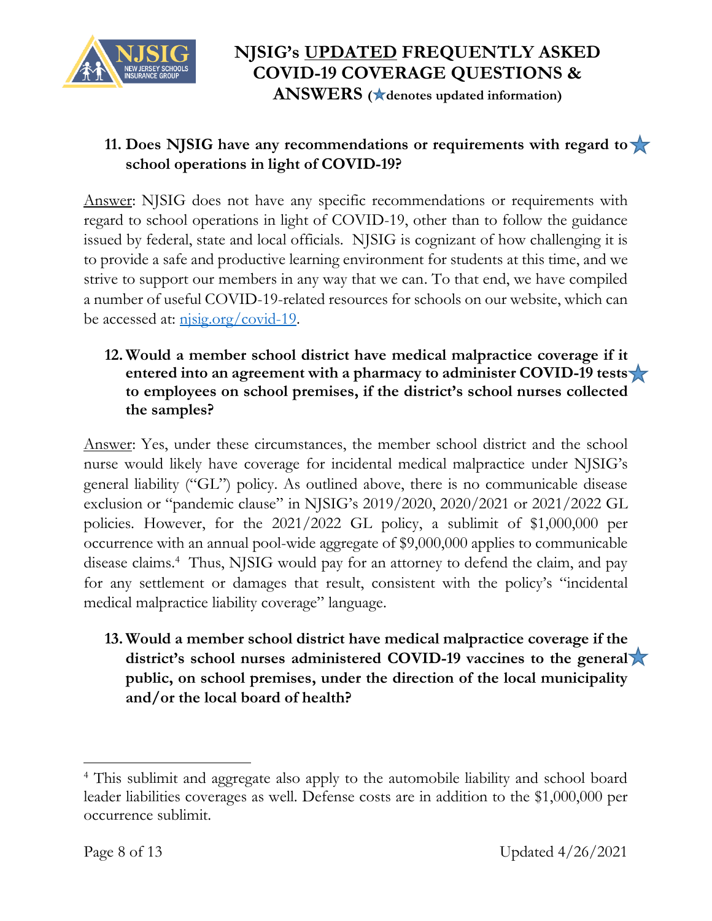**11. Does NJSIG have any recommendations or requirements with regard to school operations in light of COVID-19?** ★

Answer: NJSIG does not have any specific recommendations or requirements with regard to school operations in light of COVID-19, other than to follow the guidance issued by federal, state and local officials. NJSIG is cognizant of how challenging it is to provide a safe and productive learning environment for students at this time, and we strive to support our members in any way that we can. To that end, we have compiled a number of useful COVID-19-related resources for schools on our website, which can be accessed at: njsig.org/covid-19.

**12. Would a member school district have medical malpractice coverage if it entered into an agreement with a pharmacy to administer COVID-19 tests to employees on school premises, if the district's school nurses collected the samples?** ★

Answer: Yes, under these circumstances, the member school district and the school nurse would likely have coverage for incidental medical malpractice under NJSIG's general liability ("GL") policy. As outlined above, there is no communicable disease exclusion or "pandemic clause" in NJSIG's 2019/2020, 2020/2021 or 2021/2022 GL policies. However, for the 2021/2022 GL policy, a sublimit of $1,000,000 per occurrence with an annual pool-wide aggregate of $9,000,000 applies to communicable disease claims.[4] Thus, NJSIG would pay for an attorney to defend the claim, and pay for any settlement or damages that result, consistent with the policy's "incidental medical malpractice liability coverage" language.

**13. Would a member school district have medical malpractice coverage if the district's school nurses administered COVID-19 vaccines to the general public, on school premises, under the direction of the local municipality and/or the local board of health?** ★

---

[4] This sublimit and aggregate also apply to the automobile liability and school board leader liabilities coverages as well. Defense costs are in addition to the $1,000,000 per occurrence sublimit.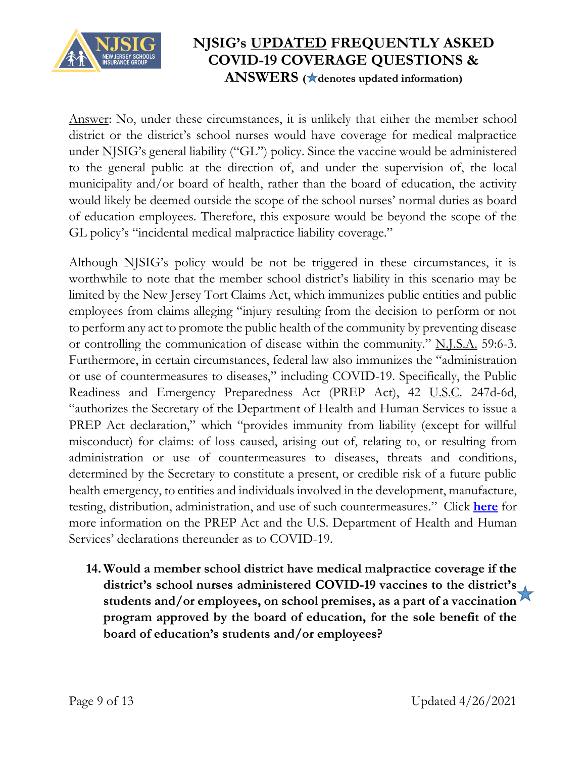Answer: No, under these circumstances, it is unlikely that either the member school district or the district's school nurses would have coverage for medical malpractice under NJSIG's general liability ("GL") policy. Since the vaccine would be administered to the general public at the direction of, and under the supervision of, the local municipality and/or board of health, rather than the board of education, the activity would likely be deemed outside the scope of the school nurses' normal duties as board of education employees. Therefore, this exposure would be beyond the scope of the GL policy's "incidental medical malpractice liability coverage."

Although NJSIG's policy would be not be triggered in these circumstances, it is worthwhile to note that the member school district's liability in this scenario may be limited by the New Jersey Tort Claims Act, which immunizes public entities and public employees from claims alleging "injury resulting from the decision to perform or not to perform any act to promote the public health of the community by preventing disease or controlling the communication of disease within the community." N.J.S.A. 59:6-3. Furthermore, in certain circumstances, federal law also immunizes the "administration or use of countermeasures to diseases," including COVID-19. Specifically, the Public Readiness and Emergency Preparedness Act (PREP Act), 42 U.S.C. 247d-6d, "authorizes the Secretary of the Department of Health and Human Services to issue a PREP Act declaration," which "provides immunity from liability (except for willful misconduct) for claims: of loss caused, arising out of, relating to, or resulting from administration or use of countermeasures to diseases, threats and conditions, determined by the Secretary to constitute a present, or credible risk of a future public health emergency, to entities and individuals involved in the development, manufacture, testing, distribution, administration, and use of such countermeasures." Click **here** for more information on the PREP Act and the U.S. Department of Health and Human Services' declarations thereunder as to COVID-19.

14. **Would a member school district have medical malpractice coverage if the district's school nurses administered COVID-19 vaccines to the district's students and/or employees, on school premises, as a part of a vaccination program approved by the board of education, for the sole benefit of the board of education's students and/or employees?** ★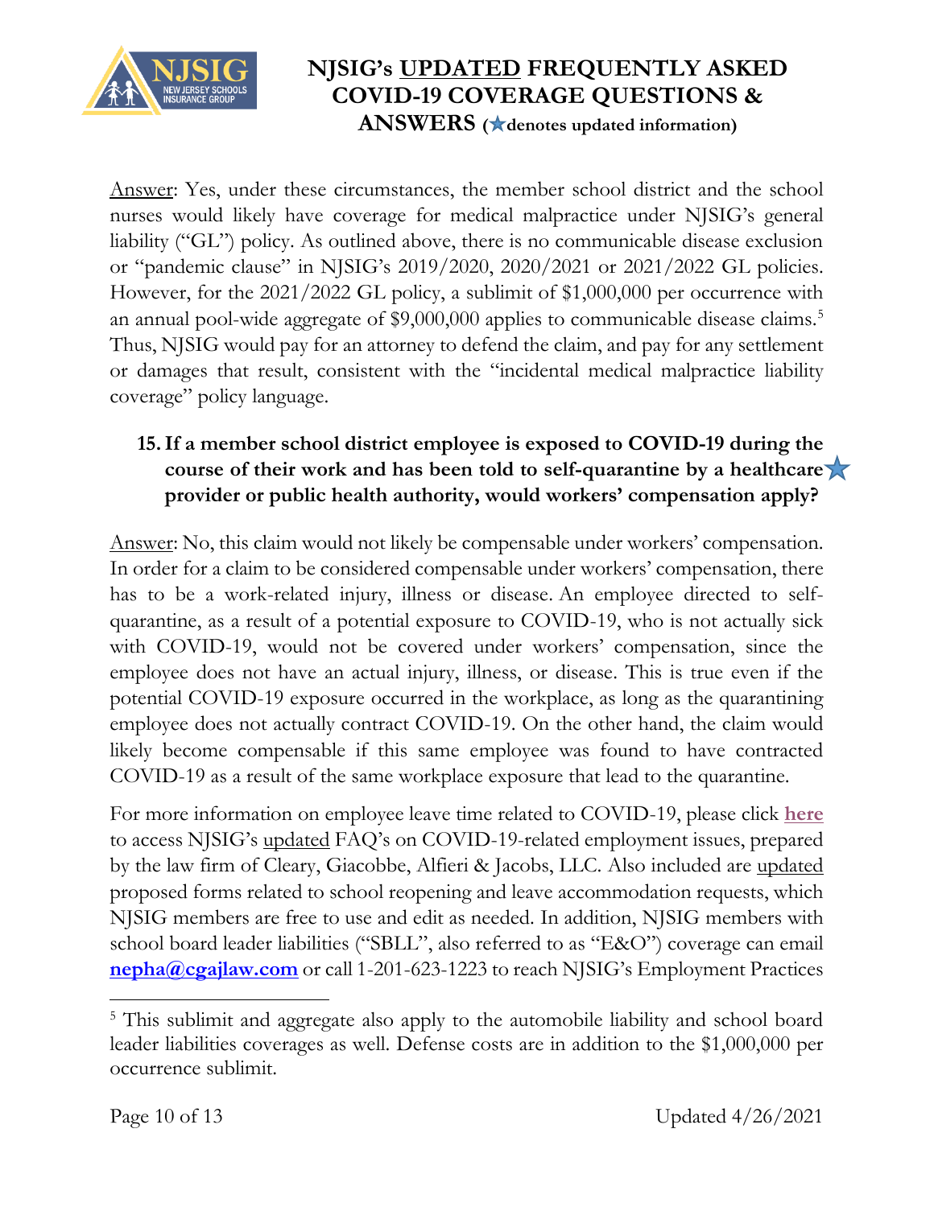Answer: Yes, under these circumstances, the member school district and the school nurses would likely have coverage for medical malpractice under NJSIG's general liability ("GL") policy. As outlined above, there is no communicable disease exclusion or "pandemic clause" in NJSIG's 2019/2020, 2020/2021 or 2021/2022 GL policies. However, for the 2021/2022 GL policy, a sublimit of $1,000,000 per occurrence with an annual pool-wide aggregate of $9,000,000 applies to communicable disease claims.[5] Thus, NJSIG would pay for an attorney to defend the claim, and pay for any settlement or damages that result, consistent with the "incidental medical malpractice liability coverage" policy language.

15. **If a member school district employee is exposed to COVID-19 during the course of their work and has been told to self-quarantine by a healthcare provider or public health authority, would workers' compensation apply?** ★

Answer: No, this claim would not likely be compensable under workers' compensation. In order for a claim to be considered compensable under workers' compensation, there has to be a work-related injury, illness or disease. An employee directed to self-quarantine, as a result of a potential exposure to COVID-19, who is not actually sick with COVID-19, would not be covered under workers' compensation, since the employee does not have an actual injury, illness, or disease. This is true even if the potential COVID-19 exposure occurred in the workplace, as long as the quarantining employee does not actually contract COVID-19. On the other hand, the claim would likely become compensable if this same employee was found to have contracted COVID-19 as a result of the same workplace exposure that lead to the quarantine.

For more information on employee leave time related to COVID-19, please click **here** to access NJSIG's updated FAQ's on COVID-19-related employment issues, prepared by the law firm of Cleary, Giacobbe, Alfieri & Jacobs, LLC. Also included are updated proposed forms related to school reopening and leave accommodation requests, which NJSIG members are free to use and edit as needed. In addition, NJSIG members with school board leader liabilities ("SBLL", also referred to as "E&O") coverage can email **nepha@cgajlaw.com** or call 1-201-623-1223 to reach NJSIG's Employment Practices

---

[5] This sublimit and aggregate also apply to the automobile liability and school board leader liabilities coverages as well. Defense costs are in addition to the $1,000,000 per occurrence sublimit.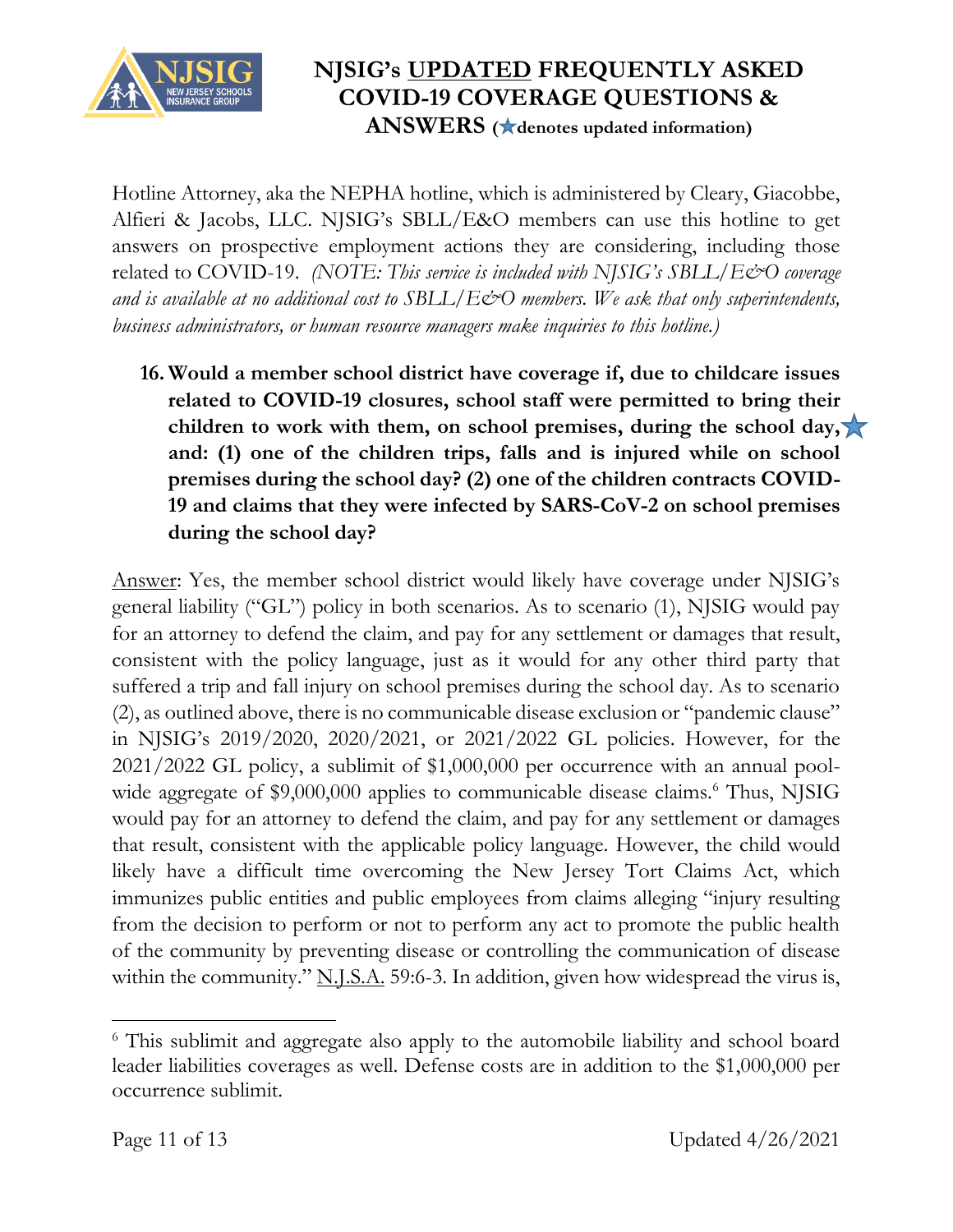Hotline Attorney, aka the NEPHA hotline, which is administered by Cleary, Giacobbe, Alfieri & Jacobs, LLC. NJSIG's SBLL/E&O members can use this hotline to get answers on prospective employment actions they are considering, including those related to COVID-19. *(NOTE: This service is included with NJSIG's SBLL/E&O coverage and is available at no additional cost to SBLL/E&O members. We ask that only superintendents, business administrators, or human resource managers make inquiries to this hotline.)*

16. **Would a member school district have coverage if, due to childcare issues related to COVID-19 closures, school staff were permitted to bring their children to work with them, on school premises, during the school day, and: (1) one of the children trips, falls and is injured while on school premises during the school day? (2) one of the children contracts COVID-19 and claims that they were infected by SARS-CoV-2 on school premises during the school day?** ★

Answer: Yes, the member school district would likely have coverage under NJSIG's general liability ("GL") policy in both scenarios. As to scenario (1), NJSIG would pay for an attorney to defend the claim, and pay for any settlement or damages that result, consistent with the policy language, just as it would for any other third party that suffered a trip and fall injury on school premises during the school day. As to scenario (2), as outlined above, there is no communicable disease exclusion or "pandemic clause" in NJSIG's 2019/2020, 2020/2021, or 2021/2022 GL policies. However, for the 2021/2022 GL policy, a sublimit of $1,000,000 per occurrence with an annual pool-wide aggregate of $9,000,000 applies to communicable disease claims.[6] Thus, NJSIG would pay for an attorney to defend the claim, and pay for any settlement or damages that result, consistent with the applicable policy language. However, the child would likely have a difficult time overcoming the New Jersey Tort Claims Act, which immunizes public entities and public employees from claims alleging "injury resulting from the decision to perform or not to perform any act to promote the public health of the community by preventing disease or controlling the communication of disease within the community." N.J.S.A. 59:6-3. In addition, given how widespread the virus is,

[6] This sublimit and aggregate also apply to the automobile liability and school board leader liabilities coverages as well. Defense costs are in addition to the $1,000,000 per occurrence sublimit.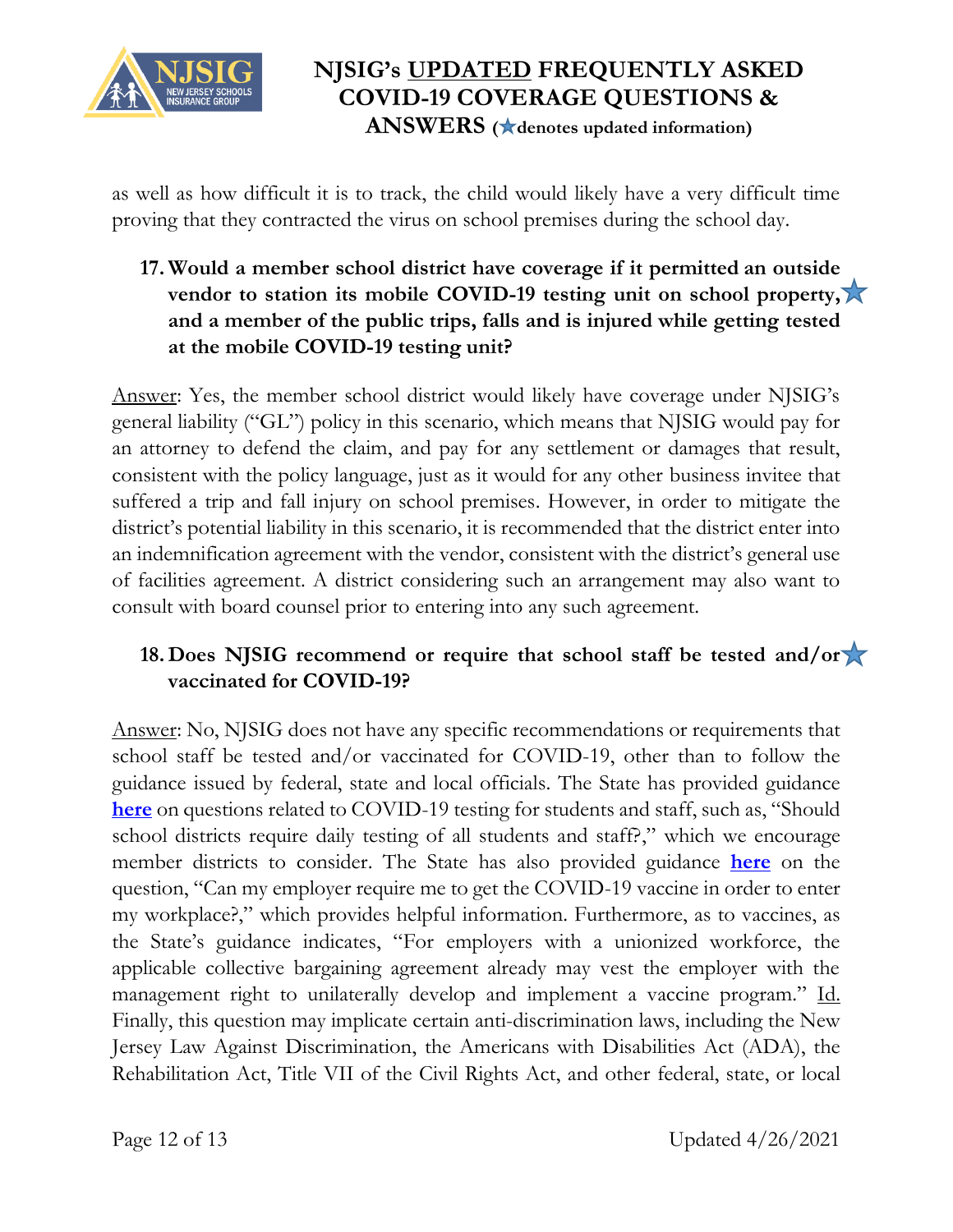as well as how difficult it is to track, the child would likely have a very difficult time proving that they contracted the virus on school premises during the school day.

17. **Would a member school district have coverage if it permitted an outside vendor to station its mobile COVID-19 testing unit on school property, and a member of the public trips, falls and is injured while getting tested at the mobile COVID-19 testing unit?**

Answer: Yes, the member school district would likely have coverage under NJSIG's general liability ("GL") policy in this scenario, which means that NJSIG would pay for an attorney to defend the claim, and pay for any settlement or damages that result, consistent with the policy language, just as it would for any other business invitee that suffered a trip and fall injury on school premises. However, in order to mitigate the district's potential liability in this scenario, it is recommended that the district enter into an indemnification agreement with the vendor, consistent with the district's general use of facilities agreement. A district considering such an arrangement may also want to consult with board counsel prior to entering into any such agreement.

18. **Does NJSIG recommend or require that school staff be tested and/or vaccinated for COVID-19?**

Answer: No, NJSIG does not have any specific recommendations or requirements that school staff be tested and/or vaccinated for COVID-19, other than to follow the guidance issued by federal, state and local officials. The State has provided guidance **here** on questions related to COVID-19 testing for students and staff, such as, "Should school districts require daily testing of all students and staff?," which we encourage member districts to consider. The State has also provided guidance **here** on the question, "Can my employer require me to get the COVID-19 vaccine in order to enter my workplace?," which provides helpful information. Furthermore, as to vaccines, as the State's guidance indicates, "For employers with a unionized workforce, the applicable collective bargaining agreement already may vest the employer with the management right to unilaterally develop and implement a vaccine program." Id. Finally, this question may implicate certain anti-discrimination laws, including the New Jersey Law Against Discrimination, the Americans with Disabilities Act (ADA), the Rehabilitation Act, Title VII of the Civil Rights Act, and other federal, state, or local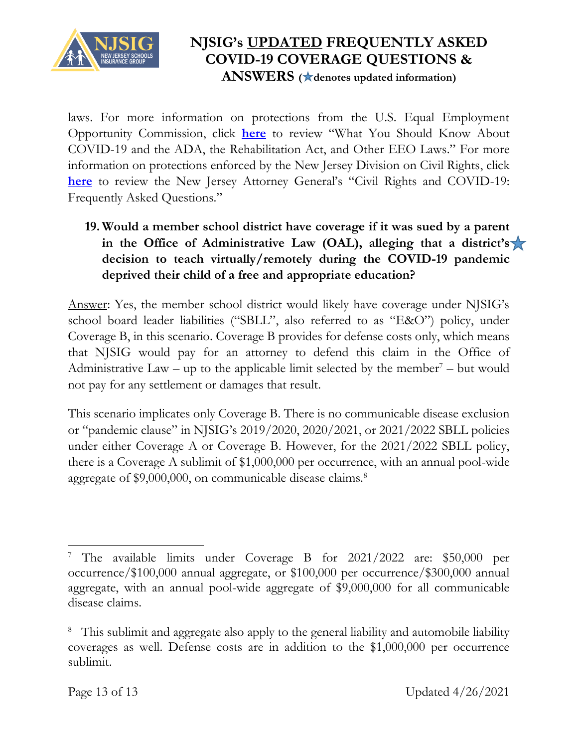laws. For more information on protections from the U.S. Equal Employment Opportunity Commission, click **here** to review "What You Should Know About COVID-19 and the ADA, the Rehabilitation Act, and Other EEO Laws." For more information on protections enforced by the New Jersey Division on Civil Rights, click **here** to review the New Jersey Attorney General's "Civil Rights and COVID-19: Frequently Asked Questions."

19. **Would a member school district have coverage if it was sued by a parent in the Office of Administrative Law (OAL), alleging that a district's decision to teach virtually/remotely during the COVID-19 pandemic deprived their child of a free and appropriate education?**

Answer: Yes, the member school district would likely have coverage under NJSIG's school board leader liabilities ("SBLL", also referred to as "E&O") policy, under Coverage B, in this scenario. Coverage B provides for defense costs only, which means that NJSIG would pay for an attorney to defend this claim in the Office of Administrative Law – up to the applicable limit selected by the member[7] – but would not pay for any settlement or damages that result.

This scenario implicates only Coverage B. There is no communicable disease exclusion or "pandemic clause" in NJSIG's 2019/2020, 2020/2021, or 2021/2022 SBLL policies under either Coverage A or Coverage B. However, for the 2021/2022 SBLL policy, there is a Coverage A sublimit of $1,000,000 per occurrence, with an annual pool-wide aggregate of $9,000,000, on communicable disease claims.[8]

---

[7] The available limits under Coverage B for 2021/2022 are: $50,000 per occurrence/$100,000 annual aggregate, or $100,000 per occurrence/$300,000 annual aggregate, with an annual pool-wide aggregate of $9,000,000 for all communicable disease claims.

[8] This sublimit and aggregate also apply to the general liability and automobile liability coverages as well. Defense costs are in addition to the $1,000,000 per occurrence sublimit.